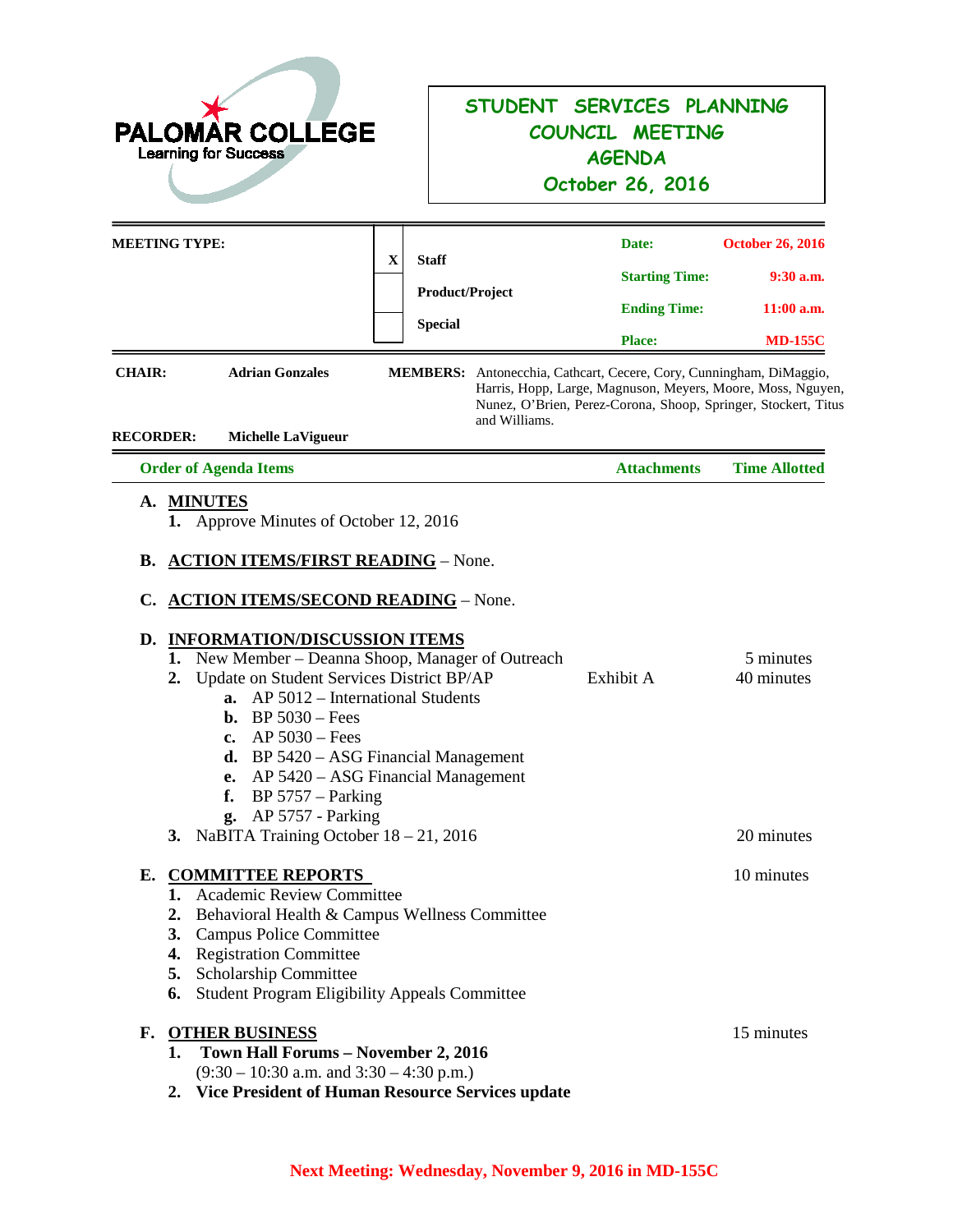**PALOMAR COLLEGE**
Learning for Success

# STUDENT SERVICES PLANNING COUNCIL MEETING AGENDA
## October 26, 2016

| MEETING TYPE: | | | | |
|---|---|---|---|---|
| | X | Staff | Date: | October 26, 2016 |
| | | Product/Project | Starting Time: | 9:30 a.m. |
| | | Special | Ending Time: | 11:00 a.m. |
| | | | Place: | MD-155C |

**CHAIR:** Adrian Gonzales

**MEMBERS:** Antonecchia, Cathcart, Cecere, Cory, Cunningham, DiMaggio, Harris, Hopp, Large, Magnuson, Meyers, Moore, Moss, Nguyen, Nunez, O'Brien, Perez-Corona, Shoop, Springer, Stockert, Titus and Williams.

**RECORDER:** Michelle LaVigueur

| Order of Agenda Items | Attachments | Time Allotted |
|---|---|---|

**A. MINUTES**

1. Approve Minutes of October 12, 2016

**B. ACTION ITEMS/FIRST READING** – None.

**C. ACTION ITEMS/SECOND READING** – None.

**D. INFORMATION/DISCUSSION ITEMS**

| Item | Attachments | Time Allotted |
|---|---|---|
| 1. New Member – Deanna Shoop, Manager of Outreach | | 5 minutes |
| 2. Update on Student Services District BP/AP | Exhibit A | 40 minutes |
| a. AP 5012 – International Students | | |
| b. BP 5030 – Fees | | |
| c. AP 5030 – Fees | | |
| d. BP 5420 – ASG Financial Management | | |
| e. AP 5420 – ASG Financial Management | | |
| f. BP 5757 – Parking | | |
| g. AP 5757 - Parking | | |
| 3. NaBITA Training October 18 – 21, 2016 | | 20 minutes |

**E. COMMITTEE REPORTS** — 10 minutes

1. Academic Review Committee
2. Behavioral Health & Campus Wellness Committee
3. Campus Police Committee
4. Registration Committee
5. Scholarship Committee
6. Student Program Eligibility Appeals Committee

**F. OTHER BUSINESS** — 15 minutes

1. **Town Hall Forums – November 2, 2016**
   (9:30 – 10:30 a.m. and 3:30 – 4:30 p.m.)
2. **Vice President of Human Resource Services update**

**Next Meeting: Wednesday, November 9, 2016 in MD-155C**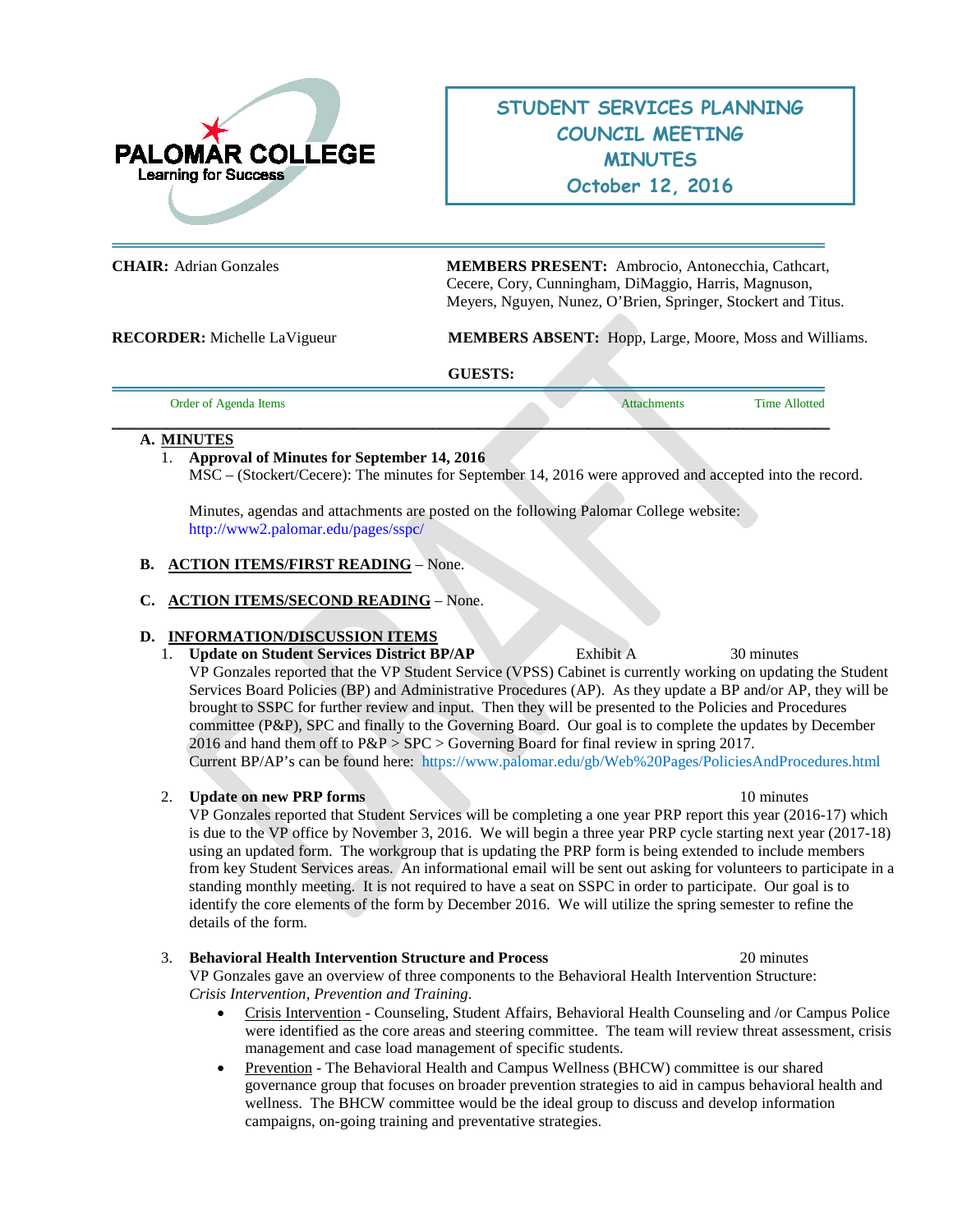PALOMAR COLLEGE
Learning for Success

# STUDENT SERVICES PLANNING COUNCIL MEETING MINUTES
## October 12, 2016

**CHAIR:** Adrian Gonzales

**MEMBERS PRESENT:** Ambrocio, Antonecchia, Cathcart, Cecere, Cory, Cunningham, DiMaggio, Harris, Magnuson, Meyers, Nguyen, Nunez, O'Brien, Springer, Stockert and Titus.

**RECORDER:** Michelle LaVigueur

**MEMBERS ABSENT:** Hopp, Large, Moore, Moss and Williams.

**GUESTS:**

| Order of Agenda Items | Attachments | Time Allotted |
|---|---|---|

**A. MINUTES**

1. **Approval of Minutes for September 14, 2016**
   MSC – (Stockert/Cecere): The minutes for September 14, 2016 were approved and accepted into the record.

   Minutes, agendas and attachments are posted on the following Palomar College website:
   http://www2.palomar.edu/pages/sspc/

**B. ACTION ITEMS/FIRST READING** – None.

**C. ACTION ITEMS/SECOND READING** – None.

**D. INFORMATION/DISCUSSION ITEMS**

1. **Update on Student Services District BP/AP** — Exhibit A — 30 minutes
   VP Gonzales reported that the VP Student Service (VPSS) Cabinet is currently working on updating the Student Services Board Policies (BP) and Administrative Procedures (AP). As they update a BP and/or AP, they will be brought to SSPC for further review and input. Then they will be presented to the Policies and Procedures committee (P&P), SPC and finally to the Governing Board. Our goal is to complete the updates by December 2016 and hand them off to P&P > SPC > Governing Board for final review in spring 2017.
   Current BP/AP's can be found here: https://www.palomar.edu/gb/Web%20Pages/PoliciesAndProcedures.html

2. **Update on new PRP forms** — 10 minutes
   VP Gonzales reported that Student Services will be completing a one year PRP report this year (2016-17) which is due to the VP office by November 3, 2016. We will begin a three year PRP cycle starting next year (2017-18) using an updated form. The workgroup that is updating the PRP form is being extended to include members from key Student Services areas. An informational email will be sent out asking for volunteers to participate in a standing monthly meeting. It is not required to have a seat on SSPC in order to participate. Our goal is to identify the core elements of the form by December 2016. We will utilize the spring semester to refine the details of the form.

3. **Behavioral Health Intervention Structure and Process** — 20 minutes
   VP Gonzales gave an overview of three components to the Behavioral Health Intervention Structure: *Crisis Intervention, Prevention and Training*.
   - Crisis Intervention - Counseling, Student Affairs, Behavioral Health Counseling and /or Campus Police were identified as the core areas and steering committee. The team will review threat assessment, crisis management and case load management of specific students.
   - Prevention - The Behavioral Health and Campus Wellness (BHCW) committee is our shared governance group that focuses on broader prevention strategies to aid in campus behavioral health and wellness. The BHCW committee would be the ideal group to discuss and develop information campaigns, on-going training and preventative strategies.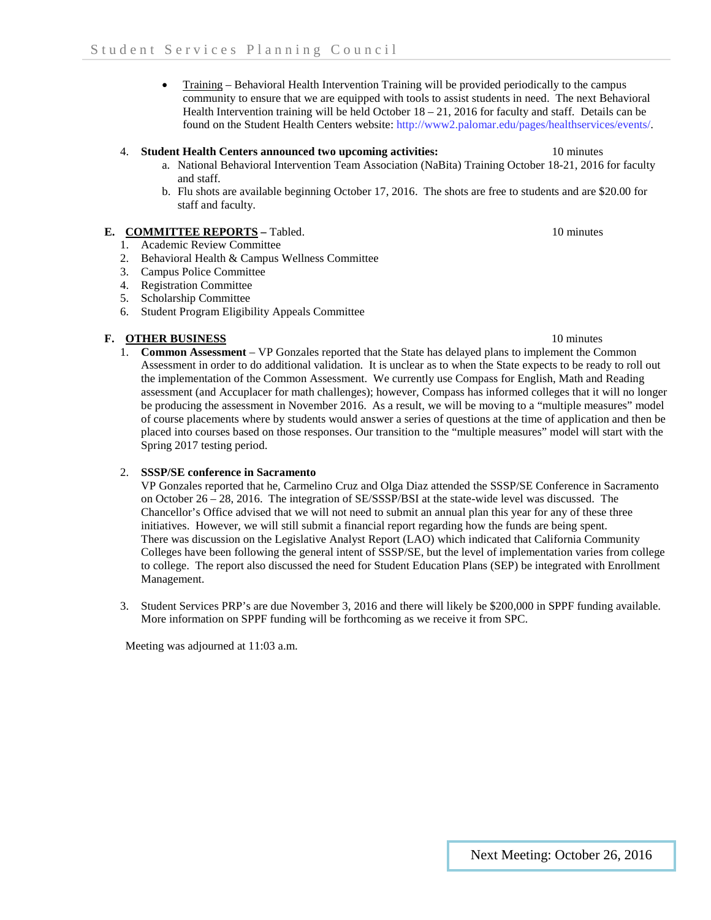- Training – Behavioral Health Intervention Training will be provided periodically to the campus community to ensure that we are equipped with tools to assist students in need. The next Behavioral Health Intervention training will be held October 18 – 21, 2016 for faculty and staff. Details can be found on the Student Health Centers website: http://www2.palomar.edu/pages/healthservices/events/.

4. **Student Health Centers announced two upcoming activities:** 10 minutes
   a. National Behavioral Intervention Team Association (NaBita) Training October 18-21, 2016 for faculty and staff.
   b. Flu shots are available beginning October 17, 2016. The shots are free to students and are $20.00 for staff and faculty.

**E. COMMITTEE REPORTS –** Tabled. 10 minutes

1. Academic Review Committee
2. Behavioral Health & Campus Wellness Committee
3. Campus Police Committee
4. Registration Committee
5. Scholarship Committee
6. Student Program Eligibility Appeals Committee

**F. OTHER BUSINESS** 10 minutes

1. **Common Assessment** – VP Gonzales reported that the State has delayed plans to implement the Common Assessment in order to do additional validation. It is unclear as to when the State expects to be ready to roll out the implementation of the Common Assessment. We currently use Compass for English, Math and Reading assessment (and Accuplacer for math challenges); however, Compass has informed colleges that it will no longer be producing the assessment in November 2016. As a result, we will be moving to a "multiple measures" model of course placements where by students would answer a series of questions at the time of application and then be placed into courses based on those responses. Our transition to the "multiple measures" model will start with the Spring 2017 testing period.

2. **SSSP/SE conference in Sacramento**
   VP Gonzales reported that he, Carmelino Cruz and Olga Diaz attended the SSSP/SE Conference in Sacramento on October 26 – 28, 2016. The integration of SE/SSSP/BSI at the state-wide level was discussed. The Chancellor's Office advised that we will not need to submit an annual plan this year for any of these three initiatives. However, we will still submit a financial report regarding how the funds are being spent. There was discussion on the Legislative Analyst Report (LAO) which indicated that California Community Colleges have been following the general intent of SSSP/SE, but the level of implementation varies from college to college. The report also discussed the need for Student Education Plans (SEP) be integrated with Enrollment Management.

3. Student Services PRP's are due November 3, 2016 and there will likely be $200,000 in SPPF funding available. More information on SPPF funding will be forthcoming as we receive it from SPC.

Meeting was adjourned at 11:03 a.m.

Next Meeting: October 26, 2016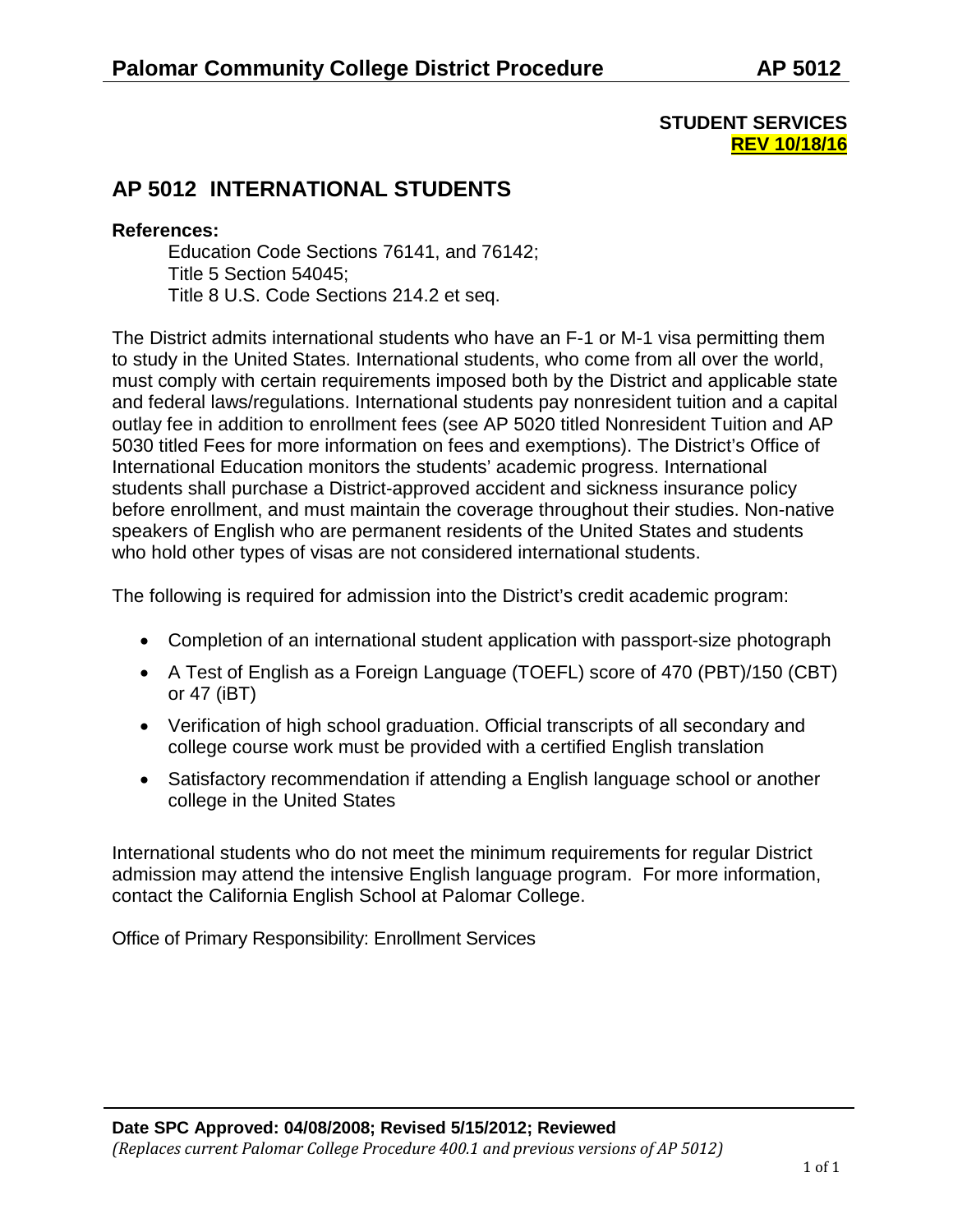**STUDENT SERVICES**
**REV 10/18/16**

# AP 5012 INTERNATIONAL STUDENTS

**References:**

Education Code Sections 76141, and 76142;
Title 5 Section 54045;
Title 8 U.S. Code Sections 214.2 et seq.

The District admits international students who have an F-1 or M-1 visa permitting them to study in the United States. International students, who come from all over the world, must comply with certain requirements imposed both by the District and applicable state and federal laws/regulations. International students pay nonresident tuition and a capital outlay fee in addition to enrollment fees (see AP 5020 titled Nonresident Tuition and AP 5030 titled Fees for more information on fees and exemptions). The District's Office of International Education monitors the students' academic progress. International students shall purchase a District-approved accident and sickness insurance policy before enrollment, and must maintain the coverage throughout their studies. Non-native speakers of English who are permanent residents of the United States and students who hold other types of visas are not considered international students.

The following is required for admission into the District's credit academic program:

- Completion of an international student application with passport-size photograph
- A Test of English as a Foreign Language (TOEFL) score of 470 (PBT)/150 (CBT) or 47 (iBT)
- Verification of high school graduation. Official transcripts of all secondary and college course work must be provided with a certified English translation
- Satisfactory recommendation if attending a English language school or another college in the United States

International students who do not meet the minimum requirements for regular District admission may attend the intensive English language program. For more information, contact the California English School at Palomar College.

Office of Primary Responsibility: Enrollment Services

**Date SPC Approved: 04/08/2008; Revised 5/15/2012; Reviewed**
*(Replaces current Palomar College Procedure 400.1 and previous versions of AP 5012)*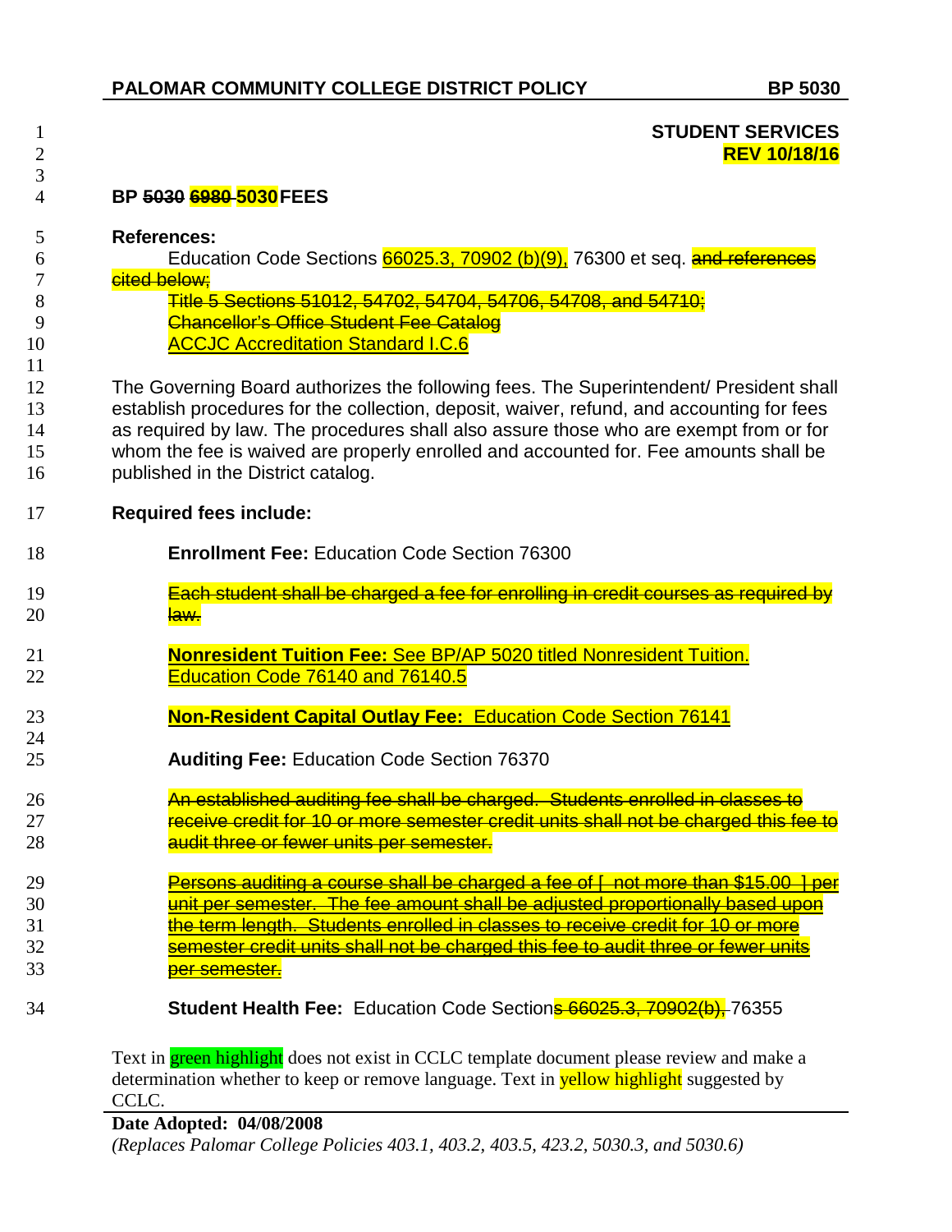**STUDENT SERVICES**
**REV 10/18/16**

## BP ~~5030~~ ~~6980~~ 5030 FEES

**References:**

Education Code Sections 66025.3, 70902 (b)(9), 76300 et seq. ~~and references cited below;~~

~~Title 5 Sections 51012, 54702, 54704, 54706, 54708, and 54710;~~

~~Chancellor's Office Student Fee Catalog~~

ACCJC Accreditation Standard I.C.6

The Governing Board authorizes the following fees. The Superintendent/ President shall establish procedures for the collection, deposit, waiver, refund, and accounting for fees as required by law. The procedures shall also assure those who are exempt from or for whom the fee is waived are properly enrolled and accounted for. Fee amounts shall be published in the District catalog.

**Required fees include:**

**Enrollment Fee:** Education Code Section 76300

~~Each student shall be charged a fee for enrolling in credit courses as required by law.~~

**Nonresident Tuition Fee:** See BP/AP 5020 titled Nonresident Tuition. Education Code 76140 and 76140.5

**Non-Resident Capital Outlay Fee:** Education Code Section 76141

**Auditing Fee:** Education Code Section 76370

~~An established auditing fee shall be charged. Students enrolled in classes to receive credit for 10 or more semester credit units shall not be charged this fee to audit three or fewer units per semester.~~

~~Persons auditing a course shall be charged a fee of [ not more than $15.00 ] per unit per semester. The fee amount shall be adjusted proportionally based upon the term length. Students enrolled in classes to receive credit for 10 or more semester credit units shall not be charged this fee to audit three or fewer units per semester.~~

**Student Health Fee:** Education Code Section~~s 66025.3, 70902(b),~~ 76355

Text in green highlight does not exist in CCLC template document please review and make a determination whether to keep or remove language. Text in yellow highlight suggested by CCLC.

**Date Adopted: 04/08/2008**

*(Replaces Palomar College Policies 403.1, 403.2, 403.5, 423.2, 5030.3, and 5030.6)*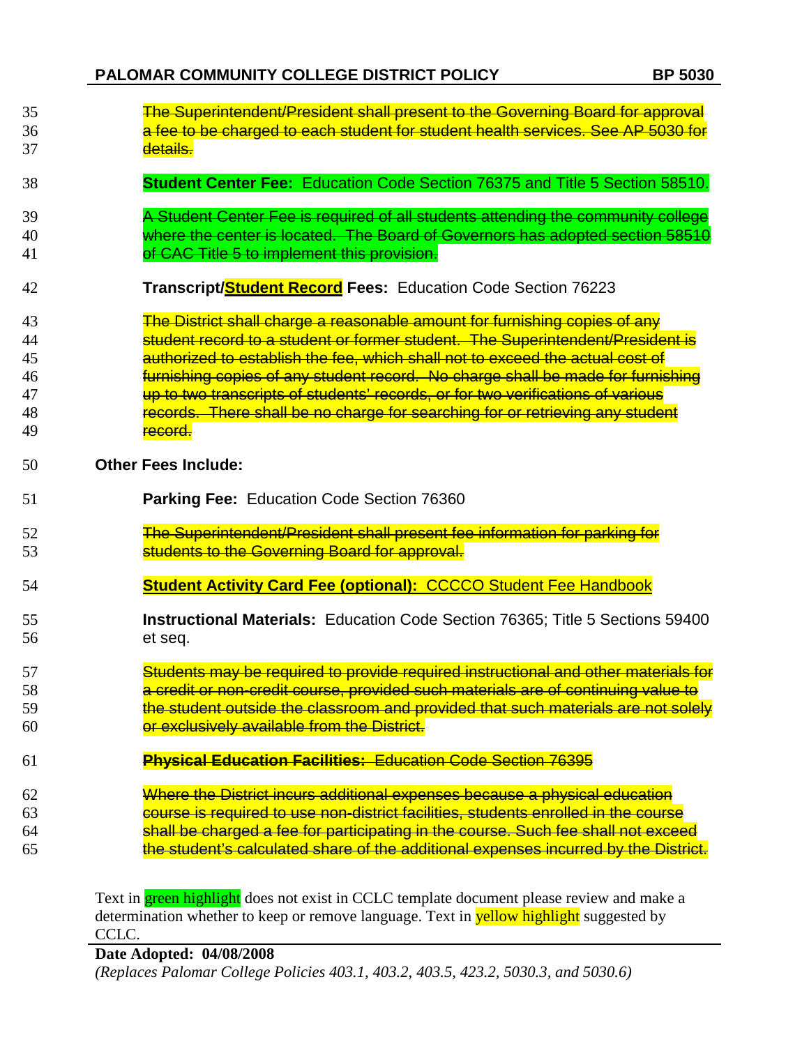~~The Superintendent/President shall present to the Governing Board for approval a fee to be charged to each student for student health services. See AP 5030 for details.~~

**Student Center Fee:** Education Code Section 76375 and Title 5 Section 58510.

~~A Student Center Fee is required of all students attending the community college where the center is located. The Board of Governors has adopted section 58510 of CAC Title 5 to implement this provision.~~

**Transcript/Student Record Fees:** Education Code Section 76223

~~The District shall charge a reasonable amount for furnishing copies of any student record to a student or former student. The Superintendent/President is authorized to establish the fee, which shall not to exceed the actual cost of furnishing copies of any student record. No charge shall be made for furnishing up to two transcripts of students' records, or for two verifications of various records. There shall be no charge for searching for or retrieving any student record.~~

**Other Fees Include:**

**Parking Fee:** Education Code Section 76360

~~The Superintendent/President shall present fee information for parking for students to the Governing Board for approval.~~

**Student Activity Card Fee (optional):** CCCCO Student Fee Handbook

**Instructional Materials:** Education Code Section 76365; Title 5 Sections 59400 et seq.

~~Students may be required to provide required instructional and other materials for a credit or non-credit course, provided such materials are of continuing value to the student outside the classroom and provided that such materials are not solely or exclusively available from the District.~~

~~**Physical Education Facilities:** Education Code Section 76395~~

~~Where the District incurs additional expenses because a physical education course is required to use non-district facilities, students enrolled in the course shall be charged a fee for participating in the course. Such fee shall not exceed the student's calculated share of the additional expenses incurred by the District.~~

Text in green highlight does not exist in CCLC template document please review and make a determination whether to keep or remove language. Text in yellow highlight suggested by CCLC.

**Date Adopted: 04/08/2008**

*(Replaces Palomar College Policies 403.1, 403.2, 403.5, 423.2, 5030.3, and 5030.6)*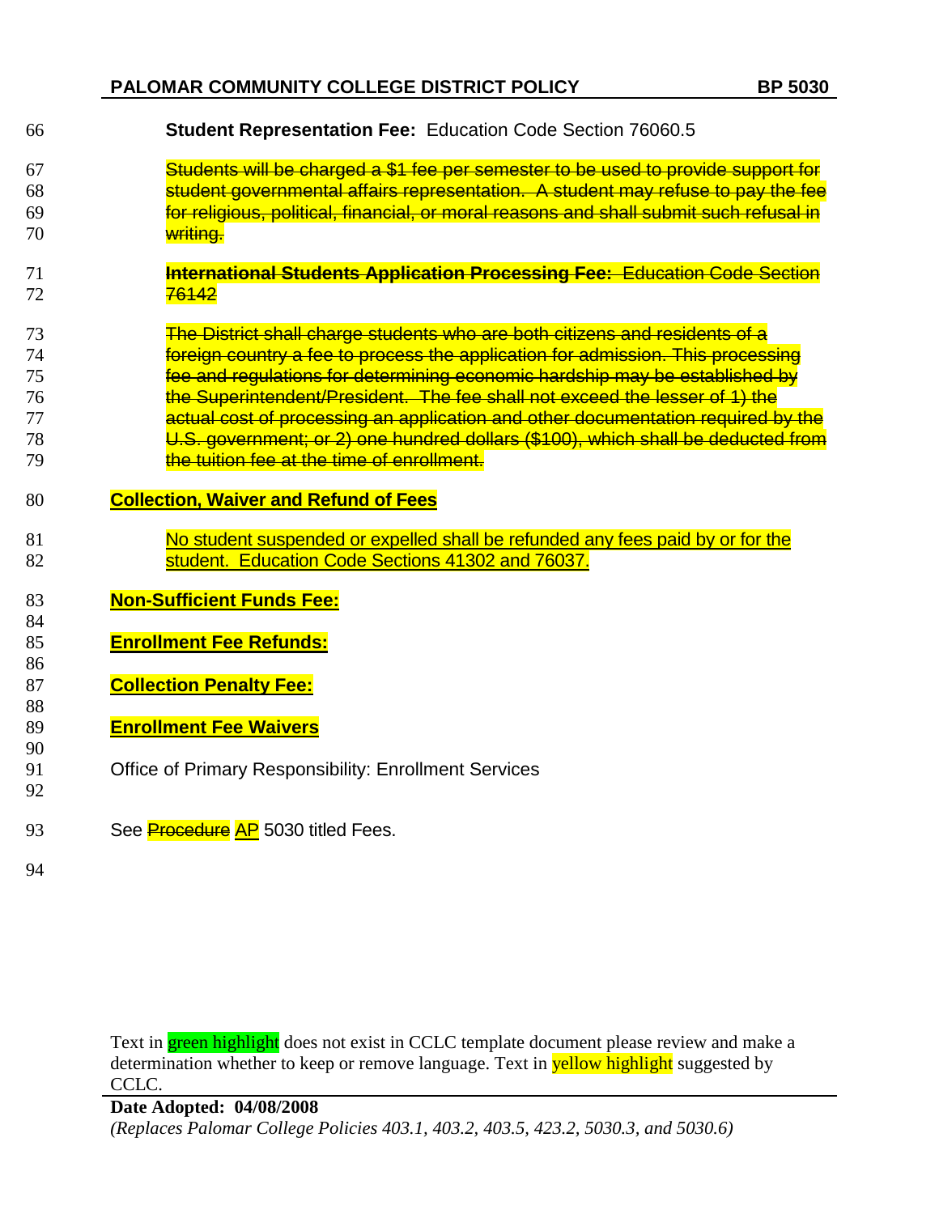**Student Representation Fee:** Education Code Section 76060.5

~~Students will be charged a $1 fee per semester to be used to provide support for student governmental affairs representation. A student may refuse to pay the fee for religious, political, financial, or moral reasons and shall submit such refusal in writing.~~

~~**International Students Application Processing Fee:** Education Code Section 76142~~

~~The District shall charge students who are both citizens and residents of a foreign country a fee to process the application for admission. This processing fee and regulations for determining economic hardship may be established by the Superintendent/President. The fee shall not exceed the lesser of 1) the actual cost of processing an application and other documentation required by the U.S. government; or 2) one hundred dollars ($100), which shall be deducted from the tuition fee at the time of enrollment.~~

**Collection, Waiver and Refund of Fees**

No student suspended or expelled shall be refunded any fees paid by or for the student. Education Code Sections 41302 and 76037.

**Non-Sufficient Funds Fee:**

**Enrollment Fee Refunds:**

**Collection Penalty Fee:**

**Enrollment Fee Waivers**

Office of Primary Responsibility: Enrollment Services

See ~~Procedure~~ AP 5030 titled Fees.

Text in green highlight does not exist in CCLC template document please review and make a determination whether to keep or remove language. Text in yellow highlight suggested by CCLC.

**Date Adopted: 04/08/2008**

*(Replaces Palomar College Policies 403.1, 403.2, 403.5, 423.2, 5030.3, and 5030.6)*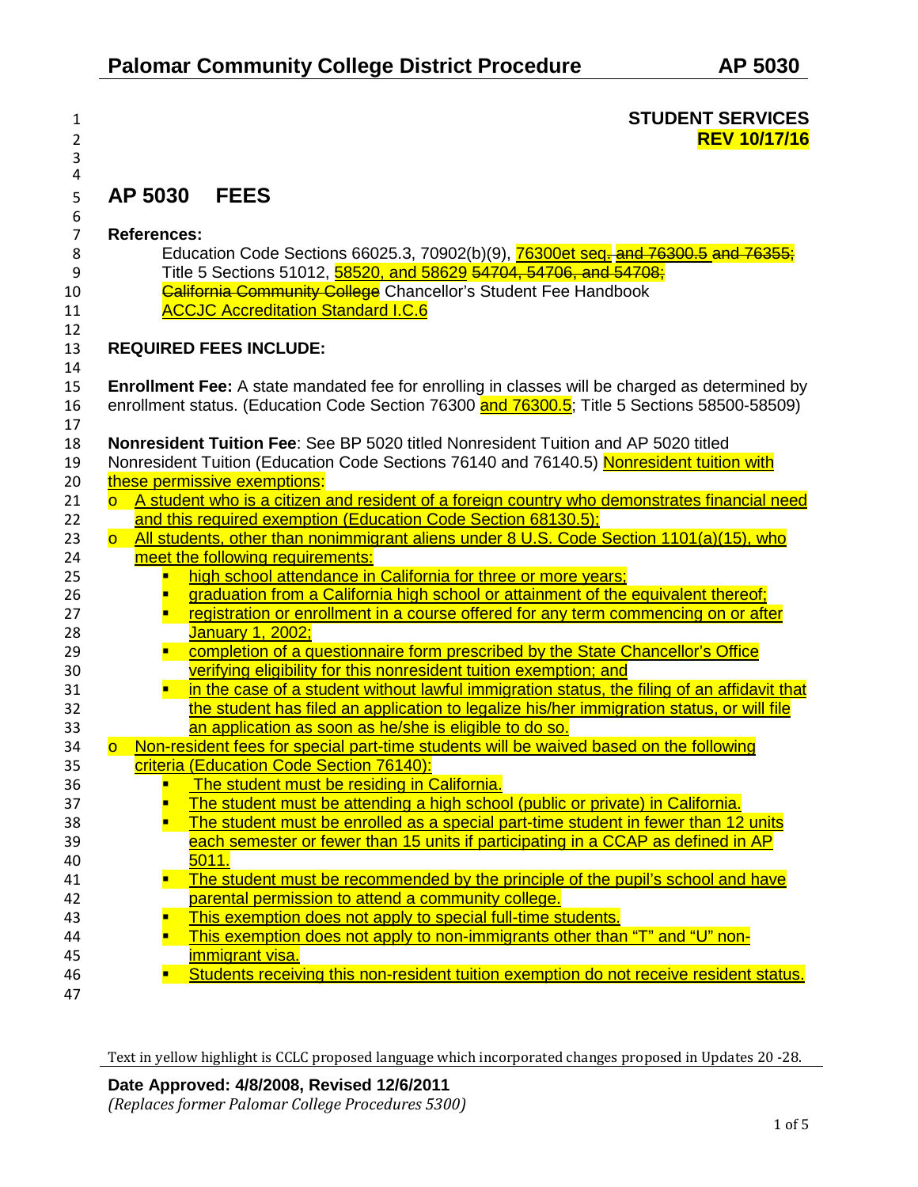**STUDENT SERVICES**
**REV 10/17/16**

# AP 5030 FEES

**References:**

Education Code Sections 66025.3, 70902(b)(9), 76300et seq. ~~and 76300.5 and 76355;~~
Title 5 Sections 51012, 58520, and 58629 ~~54704, 54706, and 54708;~~
~~California Community College~~ Chancellor's Student Fee Handbook
ACCJC Accreditation Standard I.C.6

**REQUIRED FEES INCLUDE:**

**Enrollment Fee:** A state mandated fee for enrolling in classes will be charged as determined by enrollment status. (Education Code Section 76300 and 76300.5; Title 5 Sections 58500-58509)

**Nonresident Tuition Fee**: See BP 5020 titled Nonresident Tuition and AP 5020 titled Nonresident Tuition (Education Code Sections 76140 and 76140.5) Nonresident tuition with these permissive exemptions:

- A student who is a citizen and resident of a foreign country who demonstrates financial need and this required exemption (Education Code Section 68130.5);
- All students, other than nonimmigrant aliens under 8 U.S. Code Section 1101(a)(15), who meet the following requirements:
  - high school attendance in California for three or more years;
  - graduation from a California high school or attainment of the equivalent thereof;
  - registration or enrollment in a course offered for any term commencing on or after January 1, 2002;
  - completion of a questionnaire form prescribed by the State Chancellor's Office verifying eligibility for this nonresident tuition exemption; and
  - in the case of a student without lawful immigration status, the filing of an affidavit that the student has filed an application to legalize his/her immigration status, or will file an application as soon as he/she is eligible to do so.
- Non-resident fees for special part-time students will be waived based on the following criteria (Education Code Section 76140):
  - The student must be residing in California.
  - The student must be attending a high school (public or private) in California.
  - The student must be enrolled as a special part-time student in fewer than 12 units each semester or fewer than 15 units if participating in a CCAP as defined in AP 5011.
  - The student must be recommended by the principle of the pupil's school and have parental permission to attend a community college.
  - This exemption does not apply to special full-time students.
  - This exemption does not apply to non-immigrants other than "T" and "U" non-immigrant visa.
  - Students receiving this non-resident tuition exemption do not receive resident status.

Text in yellow highlight is CCLC proposed language which incorporated changes proposed in Updates 20 -28.

**Date Approved: 4/8/2008, Revised 12/6/2011**
*(Replaces former Palomar College Procedures 5300)*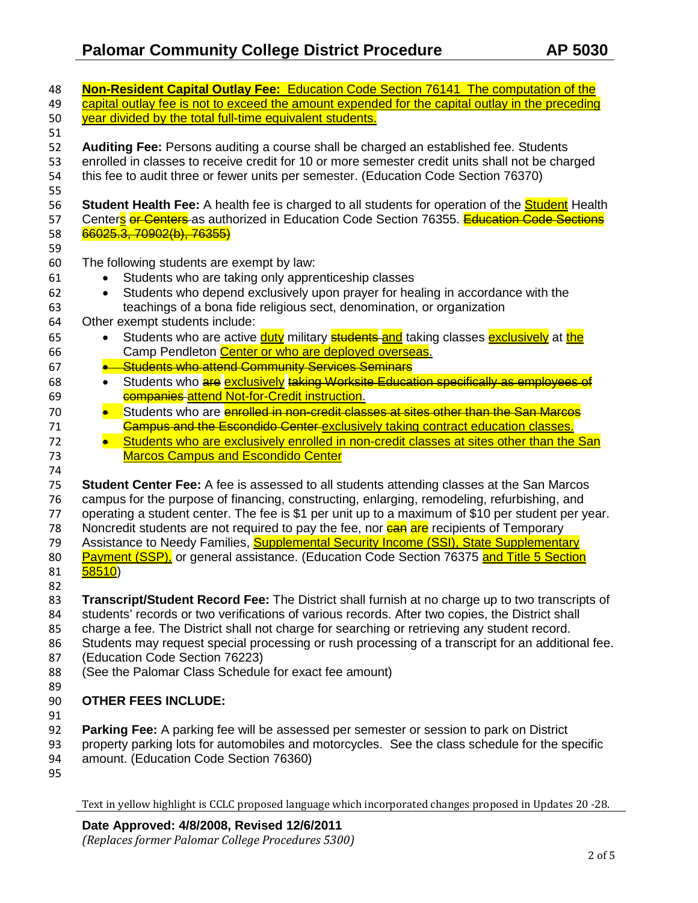**Non-Resident Capital Outlay Fee:** Education Code Section 76141 The computation of the capital outlay fee is not to exceed the amount expended for the capital outlay in the preceding year divided by the total full-time equivalent students.

**Auditing Fee:** Persons auditing a course shall be charged an established fee. Students enrolled in classes to receive credit for 10 or more semester credit units shall not be charged this fee to audit three or fewer units per semester. (Education Code Section 76370)

**Student Health Fee:** A health fee is charged to all students for operation of the Student Health Centers ~~or Centers~~ as authorized in Education Code Section 76355. ~~Education Code Sections 66025.3, 70902(b), 76355)~~

The following students are exempt by law:

- Students who are taking only apprenticeship classes
- Students who depend exclusively upon prayer for healing in accordance with the teachings of a bona fide religious sect, denomination, or organization

Other exempt students include:

- Students who are active duty military ~~students~~ and taking classes exclusively at the Camp Pendleton Center or who are deployed overseas.
- ~~Students who attend Community Services Seminars~~
- Students who ~~are~~ exclusively ~~taking Worksite Education specifically as employees of companies~~ attend Not-for-Credit instruction.
- Students who are ~~enrolled in non-credit classes at sites other than the San Marcos Campus and the Escondido Center~~ exclusively taking contract education classes.
- Students who are exclusively enrolled in non-credit classes at sites other than the San Marcos Campus and Escondido Center

**Student Center Fee:** A fee is assessed to all students attending classes at the San Marcos campus for the purpose of financing, constructing, enlarging, remodeling, refurbishing, and operating a student center. The fee is $1 per unit up to a maximum of $10 per student per year. Noncredit students are not required to pay the fee, nor ~~can~~ are recipients of Temporary Assistance to Needy Families, Supplemental Security Income (SSI), State Supplementary Payment (SSP), or general assistance. (Education Code Section 76375 and Title 5 Section 58510)

**Transcript/Student Record Fee:** The District shall furnish at no charge up to two transcripts of students' records or two verifications of various records. After two copies, the District shall charge a fee. The District shall not charge for searching or retrieving any student record. Students may request special processing or rush processing of a transcript for an additional fee. (Education Code Section 76223)
(See the Palomar Class Schedule for exact fee amount)

**OTHER FEES INCLUDE:**

**Parking Fee:** A parking fee will be assessed per semester or session to park on District property parking lots for automobiles and motorcycles. See the class schedule for the specific amount. (Education Code Section 76360)

Text in yellow highlight is CCLC proposed language which incorporated changes proposed in Updates 20 -28.

**Date Approved: 4/8/2008, Revised 12/6/2011**
*(Replaces former Palomar College Procedures 5300)*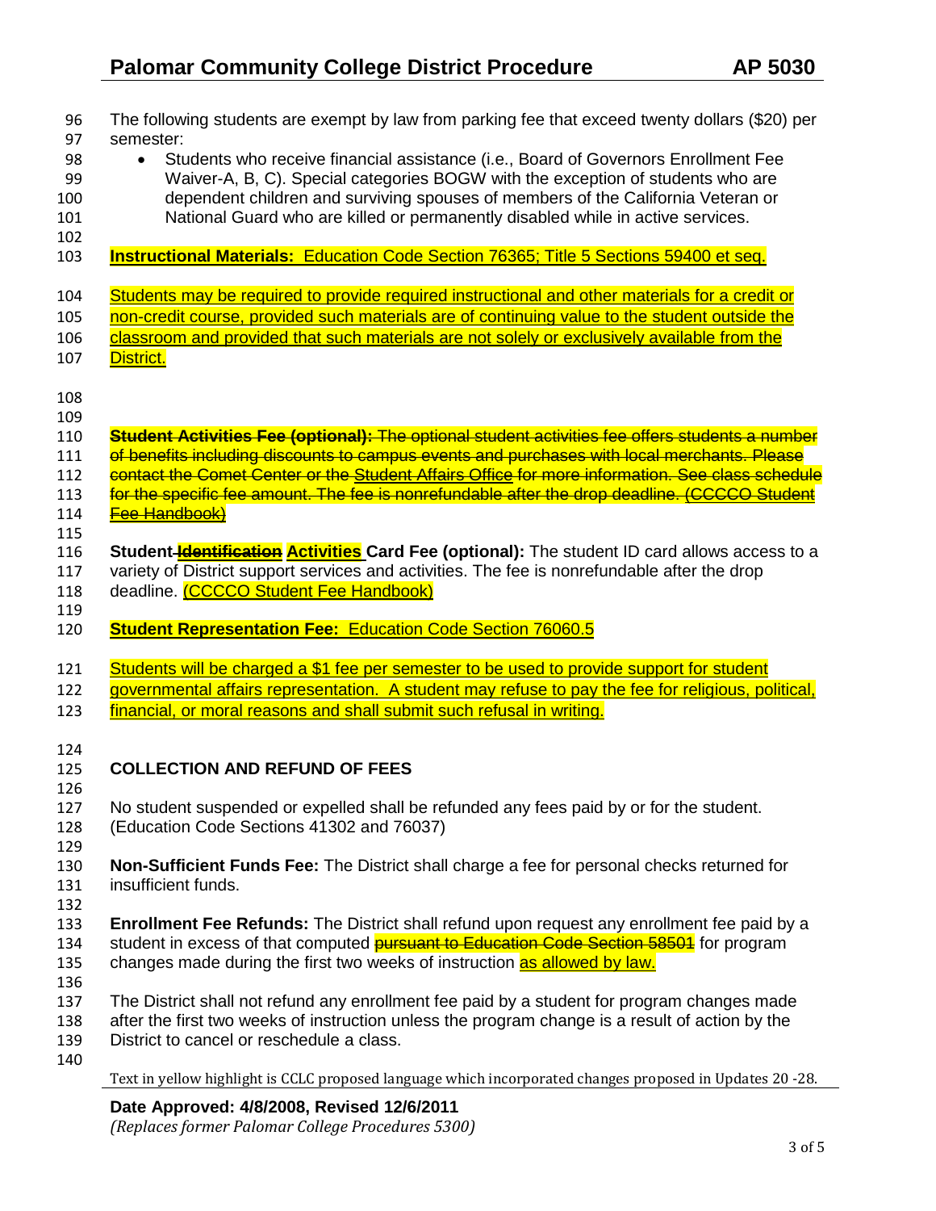The following students are exempt by law from parking fee that exceed twenty dollars ($20) per semester:

- Students who receive financial assistance (i.e., Board of Governors Enrollment Fee Waiver-A, B, C). Special categories BOGW with the exception of students who are dependent children and surviving spouses of members of the California Veteran or National Guard who are killed or permanently disabled while in active services.

**Instructional Materials:** Education Code Section 76365; Title 5 Sections 59400 et seq.

Students may be required to provide required instructional and other materials for a credit or non-credit course, provided such materials are of continuing value to the student outside the classroom and provided that such materials are not solely or exclusively available from the District.

~~**Student Activities Fee (optional):** The optional student activities fee offers students a number of benefits including discounts to campus events and purchases with local merchants. Please contact the Comet Center or the Student Affairs Office for more information. See class schedule for the specific fee amount. The fee is nonrefundable after the drop deadline. (CCCCO Student Fee Handbook)~~

**Student ~~Identification~~ Activities Card Fee (optional):** The student ID card allows access to a variety of District support services and activities. The fee is nonrefundable after the drop deadline. (CCCCO Student Fee Handbook)

**Student Representation Fee:** Education Code Section 76060.5

Students will be charged a $1 fee per semester to be used to provide support for student governmental affairs representation. A student may refuse to pay the fee for religious, political, financial, or moral reasons and shall submit such refusal in writing.

**COLLECTION AND REFUND OF FEES**

No student suspended or expelled shall be refunded any fees paid by or for the student. (Education Code Sections 41302 and 76037)

**Non-Sufficient Funds Fee:** The District shall charge a fee for personal checks returned for insufficient funds.

**Enrollment Fee Refunds:** The District shall refund upon request any enrollment fee paid by a student in excess of that computed ~~pursuant to Education Code Section 58501~~ for program changes made during the first two weeks of instruction as allowed by law.

The District shall not refund any enrollment fee paid by a student for program changes made after the first two weeks of instruction unless the program change is a result of action by the District to cancel or reschedule a class.

Text in yellow highlight is CCLC proposed language which incorporated changes proposed in Updates 20 -28.

**Date Approved: 4/8/2008, Revised 12/6/2011**

*(Replaces former Palomar College Procedures 5300)*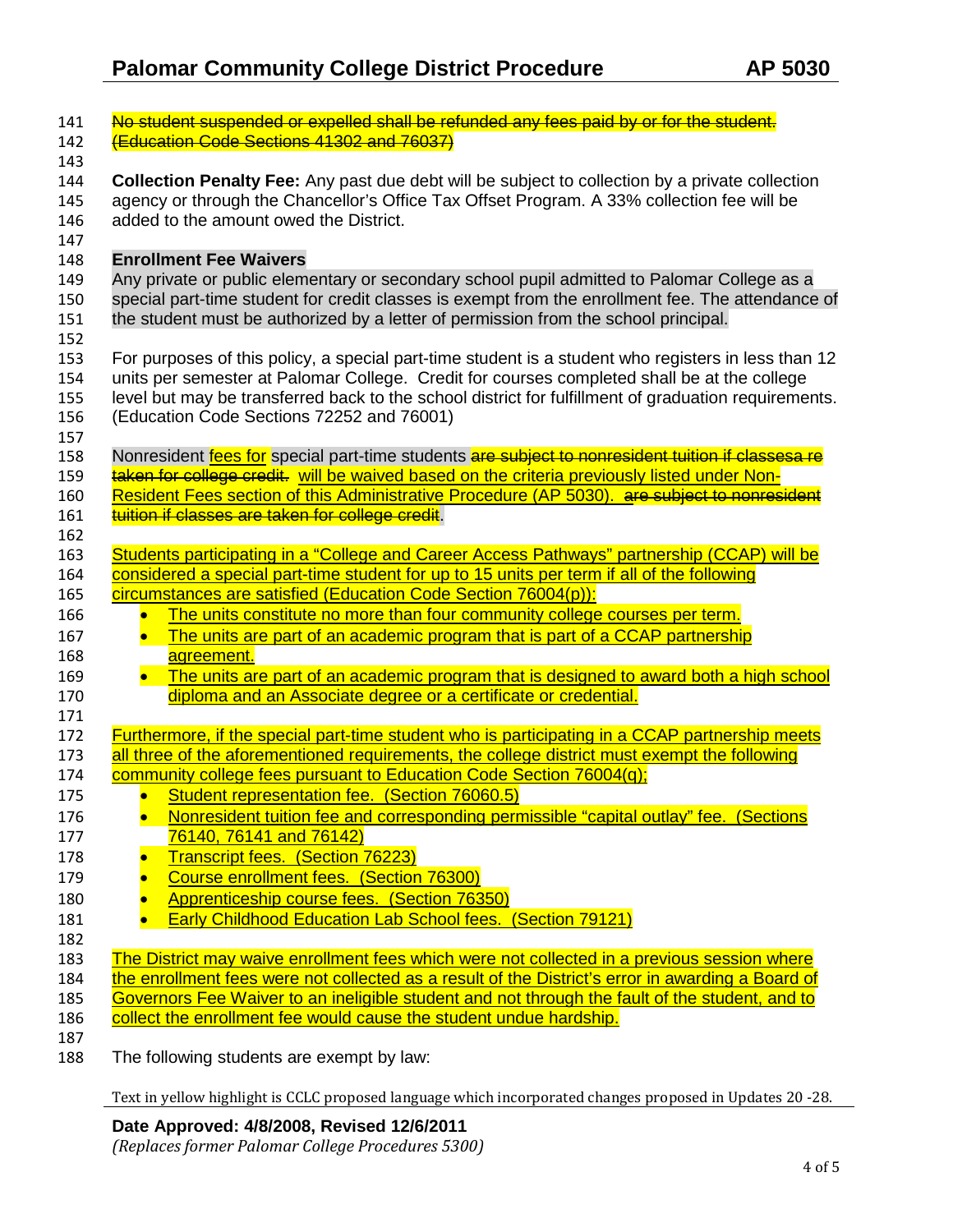No student suspended or expelled shall be refunded any fees paid by or for the student. (Education Code Sections 41302 and 76037)

**Collection Penalty Fee:** Any past due debt will be subject to collection by a private collection agency or through the Chancellor's Office Tax Offset Program. A 33% collection fee will be added to the amount owed the District.

**Enrollment Fee Waivers**

Any private or public elementary or secondary school pupil admitted to Palomar College as a special part-time student for credit classes is exempt from the enrollment fee. The attendance of the student must be authorized by a letter of permission from the school principal.

For purposes of this policy, a special part-time student is a student who registers in less than 12 units per semester at Palomar College. Credit for courses completed shall be at the college level but may be transferred back to the school district for fulfillment of graduation requirements. (Education Code Sections 72252 and 76001)

Nonresident fees for special part-time students are subject to nonresident tuition if classesa re taken for college credit. will be waived based on the criteria previously listed under Non-Resident Fees section of this Administrative Procedure (AP 5030). are subject to nonresident tuition if classes are taken for college credit.

Students participating in a "College and Career Access Pathways" partnership (CCAP) will be considered a special part-time student for up to 15 units per term if all of the following circumstances are satisfied (Education Code Section 76004(p)):

- The units constitute no more than four community college courses per term.
- The units are part of an academic program that is part of a CCAP partnership agreement.
- The units are part of an academic program that is designed to award both a high school diploma and an Associate degree or a certificate or credential.

Furthermore, if the special part-time student who is participating in a CCAP partnership meets all three of the aforementioned requirements, the college district must exempt the following community college fees pursuant to Education Code Section 76004(q);

- Student representation fee. (Section 76060.5)
- Nonresident tuition fee and corresponding permissible "capital outlay" fee. (Sections 76140, 76141 and 76142)
- Transcript fees. (Section 76223)
- Course enrollment fees. (Section 76300)
- Apprenticeship course fees. (Section 76350)
- Early Childhood Education Lab School fees. (Section 79121)

The District may waive enrollment fees which were not collected in a previous session where the enrollment fees were not collected as a result of the District's error in awarding a Board of Governors Fee Waiver to an ineligible student and not through the fault of the student, and to collect the enrollment fee would cause the student undue hardship.

The following students are exempt by law:

Text in yellow highlight is CCLC proposed language which incorporated changes proposed in Updates 20 -28.

**Date Approved: 4/8/2008, Revised 12/6/2011**

*(Replaces former Palomar College Procedures 5300)*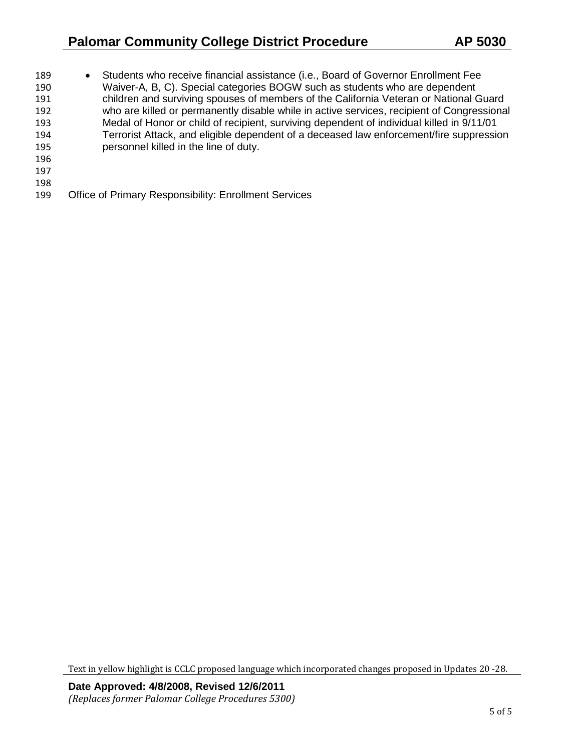- Students who receive financial assistance (i.e., Board of Governor Enrollment Fee Waiver-A, B, C). Special categories BOGW such as students who are dependent children and surviving spouses of members of the California Veteran or National Guard who are killed or permanently disable while in active services, recipient of Congressional Medal of Honor or child of recipient, surviving dependent of individual killed in 9/11/01 Terrorist Attack, and eligible dependent of a deceased law enforcement/fire suppression personnel killed in the line of duty.

Office of Primary Responsibility: Enrollment Services

Text in yellow highlight is CCLC proposed language which incorporated changes proposed in Updates 20 -28.

**Date Approved: 4/8/2008, Revised 12/6/2011**
*(Replaces former Palomar College Procedures 5300)*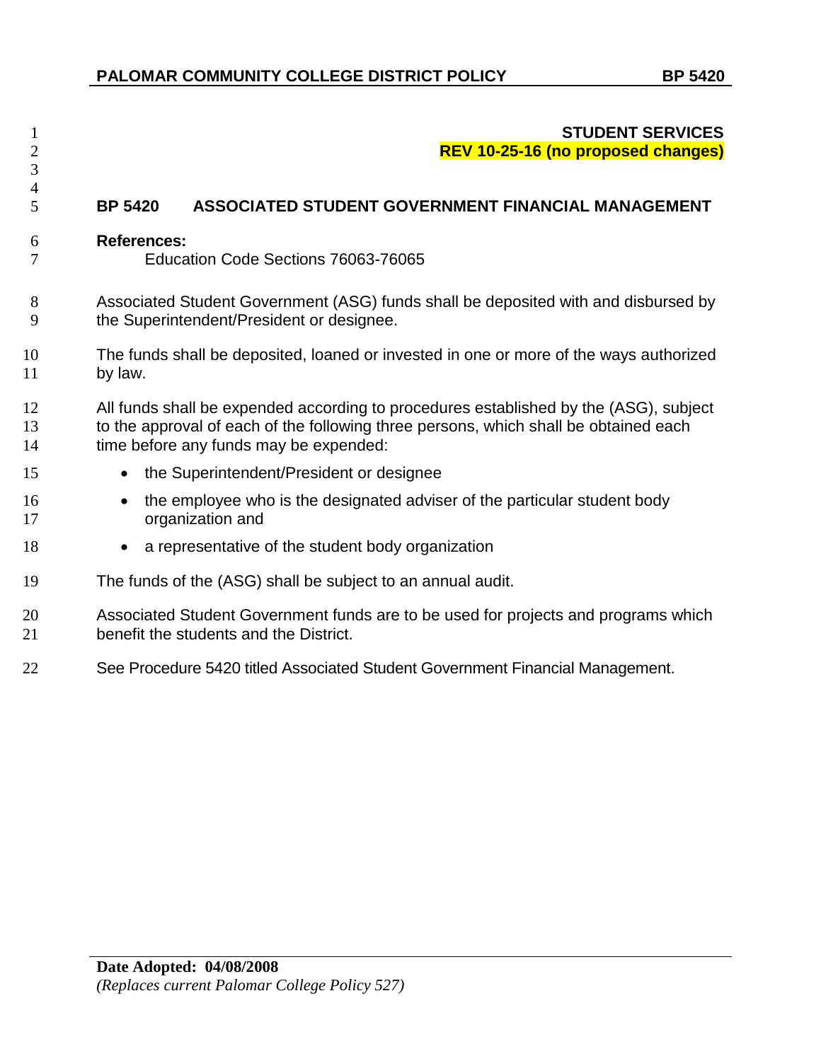**STUDENT SERVICES**
**REV 10-25-16 (no proposed changes)**

## BP 5420 ASSOCIATED STUDENT GOVERNMENT FINANCIAL MANAGEMENT

**References:**
Education Code Sections 76063-76065

Associated Student Government (ASG) funds shall be deposited with and disbursed by the Superintendent/President or designee.

The funds shall be deposited, loaned or invested in one or more of the ways authorized by law.

All funds shall be expended according to procedures established by the (ASG), subject to the approval of each of the following three persons, which shall be obtained each time before any funds may be expended:

- the Superintendent/President or designee
- the employee who is the designated adviser of the particular student body organization and
- a representative of the student body organization

The funds of the (ASG) shall be subject to an annual audit.

Associated Student Government funds are to be used for projects and programs which benefit the students and the District.

See Procedure 5420 titled Associated Student Government Financial Management.

**Date Adopted: 04/08/2008**
*(Replaces current Palomar College Policy 527)*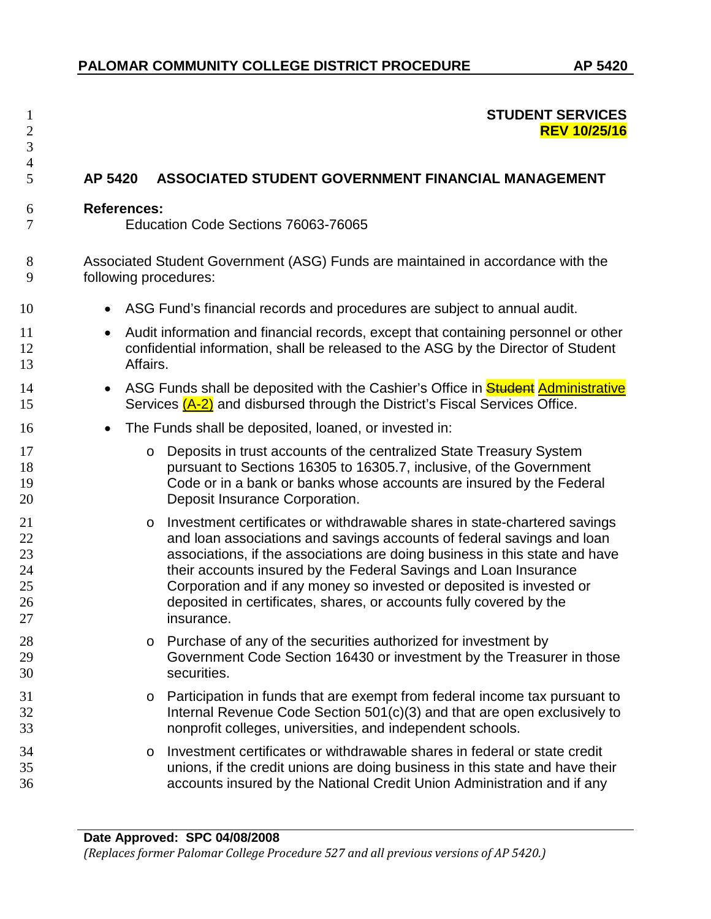**STUDENT SERVICES**
**REV 10/25/16**

# AP 5420 ASSOCIATED STUDENT GOVERNMENT FINANCIAL MANAGEMENT

**References:**
Education Code Sections 76063-76065

Associated Student Government (ASG) Funds are maintained in accordance with the following procedures:

- ASG Fund's financial records and procedures are subject to annual audit.
- Audit information and financial records, except that containing personnel or other confidential information, shall be released to the ASG by the Director of Student Affairs.
- ASG Funds shall be deposited with the Cashier's Office in ~~Student~~ Administrative Services (A-2) and disbursed through the District's Fiscal Services Office.
- The Funds shall be deposited, loaned, or invested in:
    - Deposits in trust accounts of the centralized State Treasury System pursuant to Sections 16305 to 16305.7, inclusive, of the Government Code or in a bank or banks whose accounts are insured by the Federal Deposit Insurance Corporation.
    - Investment certificates or withdrawable shares in state-chartered savings and loan associations and savings accounts of federal savings and loan associations, if the associations are doing business in this state and have their accounts insured by the Federal Savings and Loan Insurance Corporation and if any money so invested or deposited is invested or deposited in certificates, shares, or accounts fully covered by the insurance.
    - Purchase of any of the securities authorized for investment by Government Code Section 16430 or investment by the Treasurer in those securities.
    - Participation in funds that are exempt from federal income tax pursuant to Internal Revenue Code Section 501(c)(3) and that are open exclusively to nonprofit colleges, universities, and independent schools.
    - Investment certificates or withdrawable shares in federal or state credit unions, if the credit unions are doing business in this state and have their accounts insured by the National Credit Union Administration and if any

**Date Approved: SPC 04/08/2008**
*(Replaces former Palomar College Procedure 527 and all previous versions of AP 5420.)*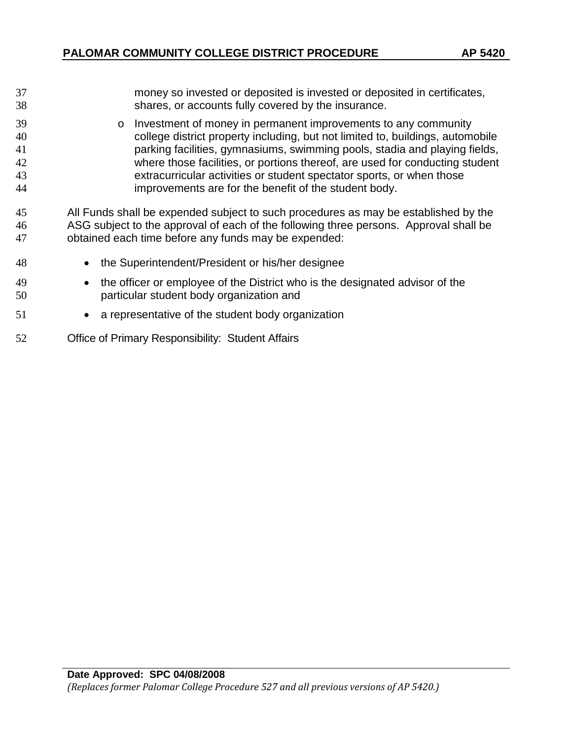money so invested or deposited is invested or deposited in certificates, shares, or accounts fully covered by the insurance.

- Investment of money in permanent improvements to any community college district property including, but not limited to, buildings, automobile parking facilities, gymnasiums, swimming pools, stadia and playing fields, where those facilities, or portions thereof, are used for conducting student extracurricular activities or student spectator sports, or when those improvements are for the benefit of the student body.

All Funds shall be expended subject to such procedures as may be established by the ASG subject to the approval of each of the following three persons. Approval shall be obtained each time before any funds may be expended:

- the Superintendent/President or his/her designee
- the officer or employee of the District who is the designated advisor of the particular student body organization and
- a representative of the student body organization

Office of Primary Responsibility: Student Affairs

**Date Approved: SPC 04/08/2008**

*(Replaces former Palomar College Procedure 527 and all previous versions of AP 5420.)*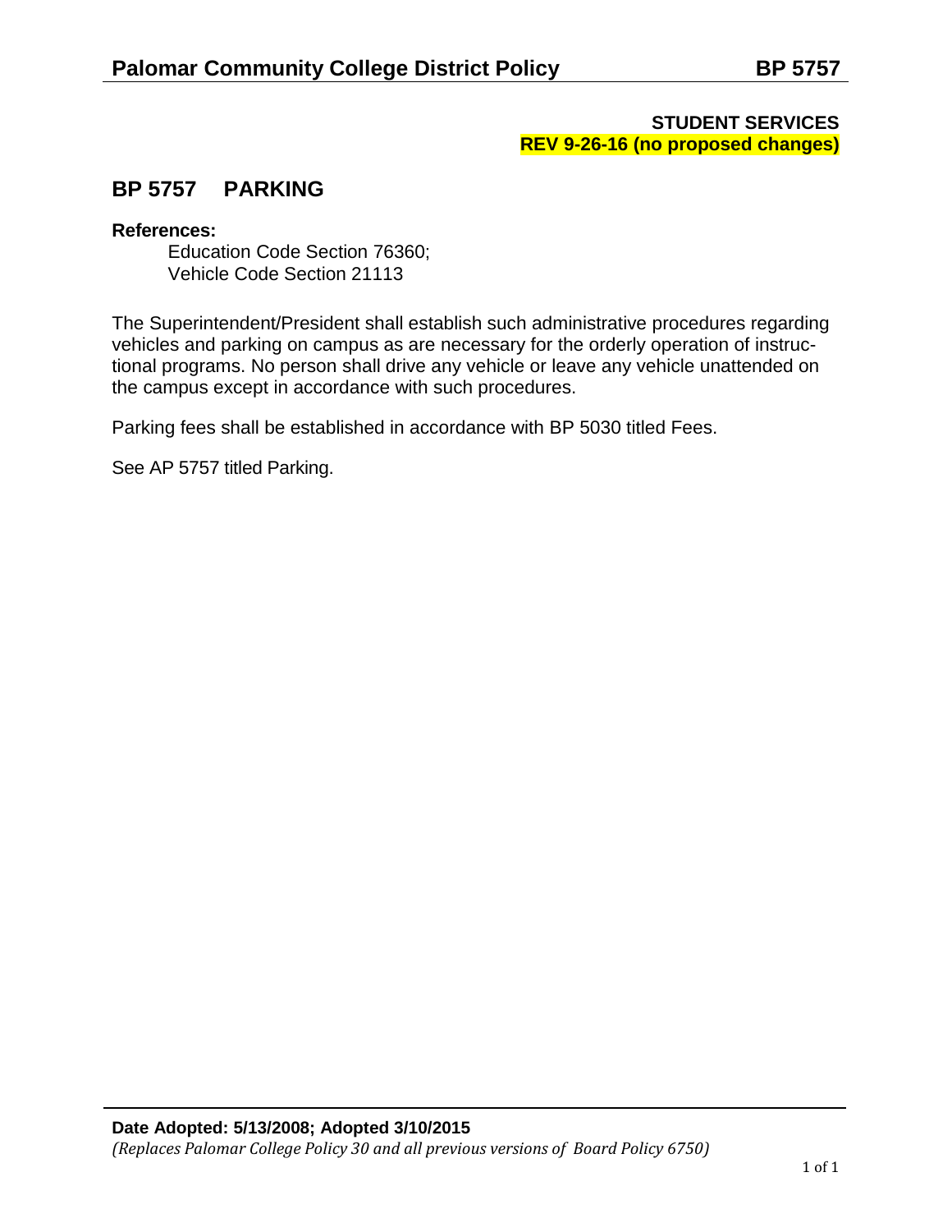**STUDENT SERVICES**
**REV 9-26-16 (no proposed changes)**

# BP 5757 PARKING

**References:**

Education Code Section 76360;
Vehicle Code Section 21113

The Superintendent/President shall establish such administrative procedures regarding vehicles and parking on campus as are necessary for the orderly operation of instructional programs. No person shall drive any vehicle or leave any vehicle unattended on the campus except in accordance with such procedures.

Parking fees shall be established in accordance with BP 5030 titled Fees.

See AP 5757 titled Parking.

**Date Adopted: 5/13/2008; Adopted 3/10/2015**
*(Replaces Palomar College Policy 30 and all previous versions of Board Policy 6750)*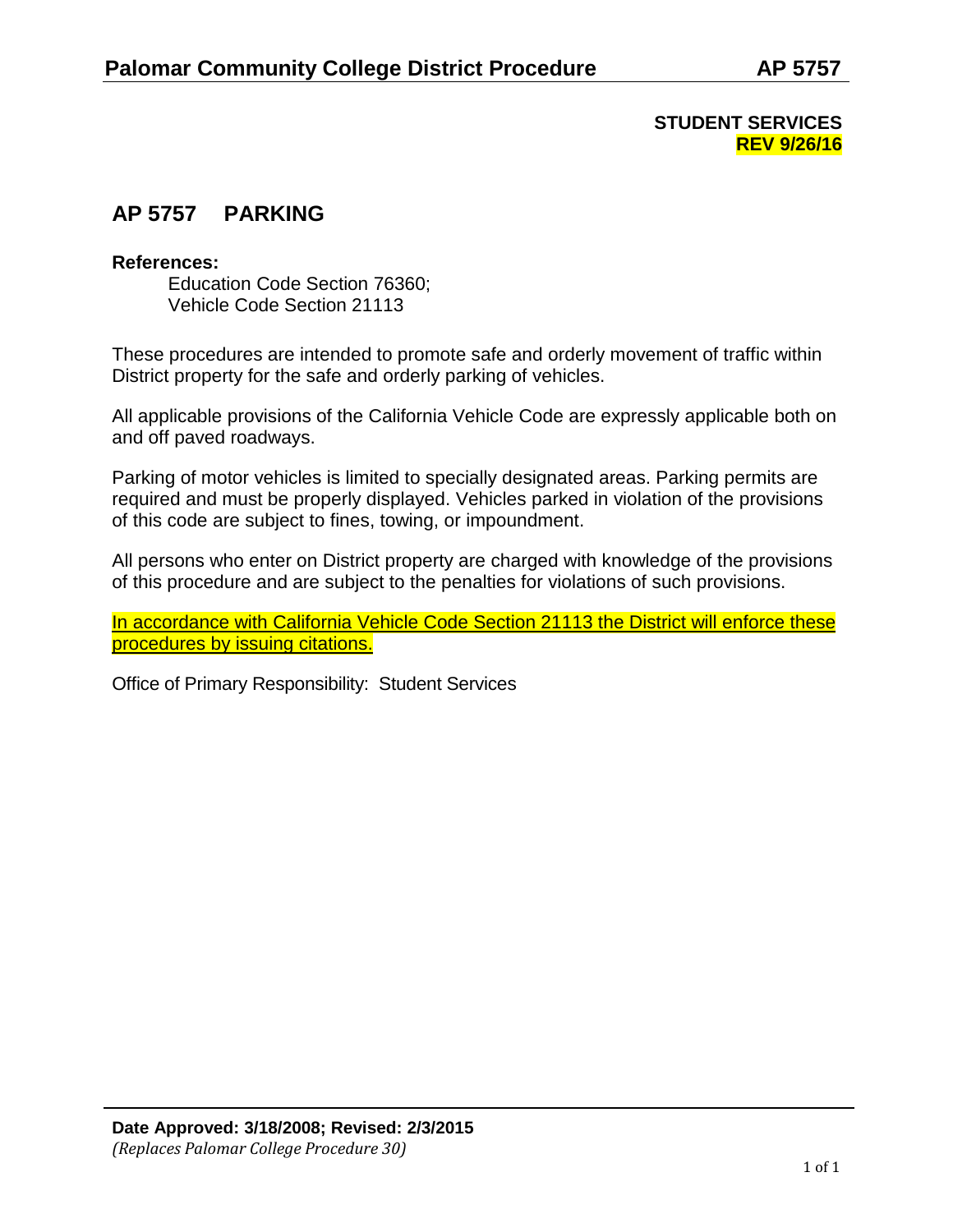**STUDENT SERVICES**
**REV 9/26/16**

# AP 5757 PARKING

**References:**

Education Code Section 76360;
Vehicle Code Section 21113

These procedures are intended to promote safe and orderly movement of traffic within District property for the safe and orderly parking of vehicles.

All applicable provisions of the California Vehicle Code are expressly applicable both on and off paved roadways.

Parking of motor vehicles is limited to specially designated areas. Parking permits are required and must be properly displayed. Vehicles parked in violation of the provisions of this code are subject to fines, towing, or impoundment.

All persons who enter on District property are charged with knowledge of the provisions of this procedure and are subject to the penalties for violations of such provisions.

In accordance with California Vehicle Code Section 21113 the District will enforce these procedures by issuing citations.

Office of Primary Responsibility: Student Services

**Date Approved: 3/18/2008; Revised: 2/3/2015**
*(Replaces Palomar College Procedure 30)*